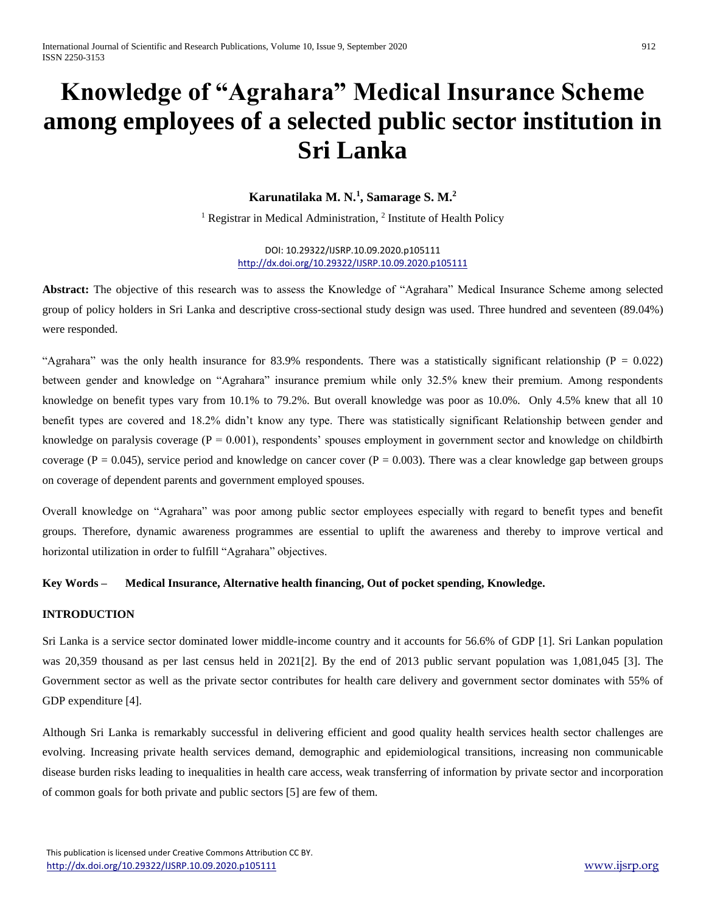# Knowledge of "Agrahara" Medical Insurance Scheme among employees of a selected public sector institution in Sri Lanka

**Karunatilaka M. N.[1], Samarage S. M.[2]**

[1] Registrar in Medical Administration, [2] Institute of Health Policy

DOI: 10.29322/IJSRP.10.09.2020.p105111
http://dx.doi.org/10.29322/IJSRP.10.09.2020.p105111

**Abstract:** The objective of this research was to assess the Knowledge of "Agrahara" Medical Insurance Scheme among selected group of policy holders in Sri Lanka and descriptive cross-sectional study design was used. Three hundred and seventeen (89.04%) were responded.

"Agrahara" was the only health insurance for 83.9% respondents. There was a statistically significant relationship ($P = 0.022$) between gender and knowledge on "Agrahara" insurance premium while only 32.5% knew their premium. Among respondents knowledge on benefit types vary from 10.1% to 79.2%. But overall knowledge was poor as 10.0%. Only 4.5% knew that all 10 benefit types are covered and 18.2% didn't know any type. There was statistically significant Relationship between gender and knowledge on paralysis coverage ($P = 0.001$), respondents' spouses employment in government sector and knowledge on childbirth coverage ($P = 0.045$), service period and knowledge on cancer cover ($P = 0.003$). There was a clear knowledge gap between groups on coverage of dependent parents and government employed spouses.

Overall knowledge on "Agrahara" was poor among public sector employees especially with regard to benefit types and benefit groups. Therefore, dynamic awareness programmes are essential to uplift the awareness and thereby to improve vertical and horizontal utilization in order to fulfill "Agrahara" objectives.

**Key Words – Medical Insurance, Alternative health financing, Out of pocket spending, Knowledge.**

## INTRODUCTION

Sri Lanka is a service sector dominated lower middle-income country and it accounts for 56.6% of GDP [1]. Sri Lankan population was 20,359 thousand as per last census held in 2021[2]. By the end of 2013 public servant population was 1,081,045 [3]. The Government sector as well as the private sector contributes for health care delivery and government sector dominates with 55% of GDP expenditure [4].

Although Sri Lanka is remarkably successful in delivering efficient and good quality health services health sector challenges are evolving. Increasing private health services demand, demographic and epidemiological transitions, increasing non communicable disease burden risks leading to inequalities in health care access, weak transferring of information by private sector and incorporation of common goals for both private and public sectors [5] are few of them.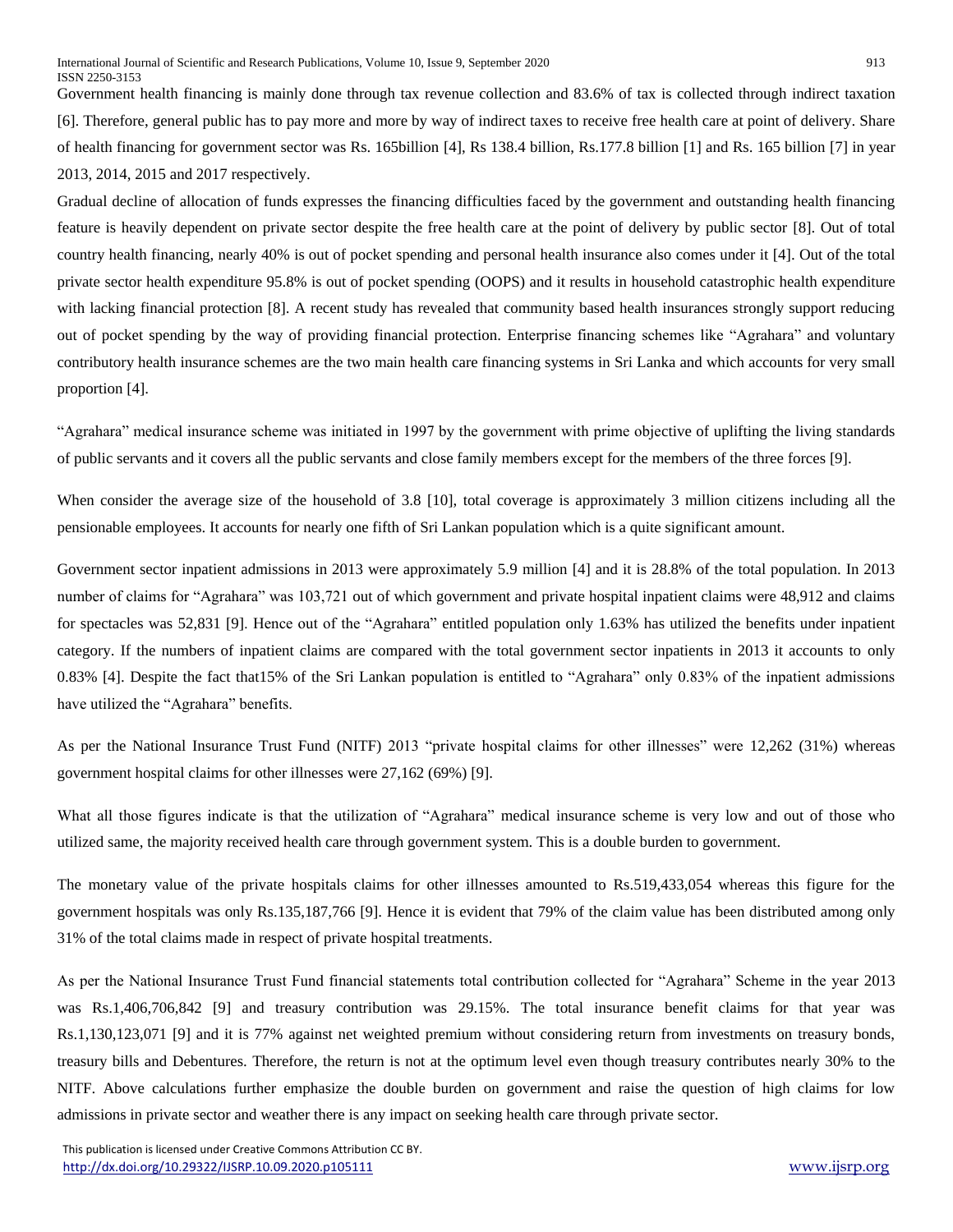Government health financing is mainly done through tax revenue collection and 83.6% of tax is collected through indirect taxation [6]. Therefore, general public has to pay more and more by way of indirect taxes to receive free health care at point of delivery. Share of health financing for government sector was Rs. 165billion [4], Rs 138.4 billion, Rs.177.8 billion [1] and Rs. 165 billion [7] in year 2013, 2014, 2015 and 2017 respectively.

Gradual decline of allocation of funds expresses the financing difficulties faced by the government and outstanding health financing feature is heavily dependent on private sector despite the free health care at the point of delivery by public sector [8]. Out of total country health financing, nearly 40% is out of pocket spending and personal health insurance also comes under it [4]. Out of the total private sector health expenditure 95.8% is out of pocket spending (OOPS) and it results in household catastrophic health expenditure with lacking financial protection [8]. A recent study has revealed that community based health insurances strongly support reducing out of pocket spending by the way of providing financial protection. Enterprise financing schemes like "Agrahara" and voluntary contributory health insurance schemes are the two main health care financing systems in Sri Lanka and which accounts for very small proportion [4].

"Agrahara" medical insurance scheme was initiated in 1997 by the government with prime objective of uplifting the living standards of public servants and it covers all the public servants and close family members except for the members of the three forces [9].

When consider the average size of the household of 3.8 [10], total coverage is approximately 3 million citizens including all the pensionable employees. It accounts for nearly one fifth of Sri Lankan population which is a quite significant amount.

Government sector inpatient admissions in 2013 were approximately 5.9 million [4] and it is 28.8% of the total population. In 2013 number of claims for "Agrahara" was 103,721 out of which government and private hospital inpatient claims were 48,912 and claims for spectacles was 52,831 [9]. Hence out of the "Agrahara" entitled population only 1.63% has utilized the benefits under inpatient category. If the numbers of inpatient claims are compared with the total government sector inpatients in 2013 it accounts to only 0.83% [4]. Despite the fact that15% of the Sri Lankan population is entitled to "Agrahara" only 0.83% of the inpatient admissions have utilized the "Agrahara" benefits.

As per the National Insurance Trust Fund (NITF) 2013 "private hospital claims for other illnesses" were 12,262 (31%) whereas government hospital claims for other illnesses were 27,162 (69%) [9].

What all those figures indicate is that the utilization of "Agrahara" medical insurance scheme is very low and out of those who utilized same, the majority received health care through government system. This is a double burden to government.

The monetary value of the private hospitals claims for other illnesses amounted to Rs.519,433,054 whereas this figure for the government hospitals was only Rs.135,187,766 [9]. Hence it is evident that 79% of the claim value has been distributed among only 31% of the total claims made in respect of private hospital treatments.

As per the National Insurance Trust Fund financial statements total contribution collected for "Agrahara" Scheme in the year 2013 was Rs.1,406,706,842 [9] and treasury contribution was 29.15%. The total insurance benefit claims for that year was Rs.1,130,123,071 [9] and it is 77% against net weighted premium without considering return from investments on treasury bonds, treasury bills and Debentures. Therefore, the return is not at the optimum level even though treasury contributes nearly 30% to the NITF. Above calculations further emphasize the double burden on government and raise the question of high claims for low admissions in private sector and weather there is any impact on seeking health care through private sector.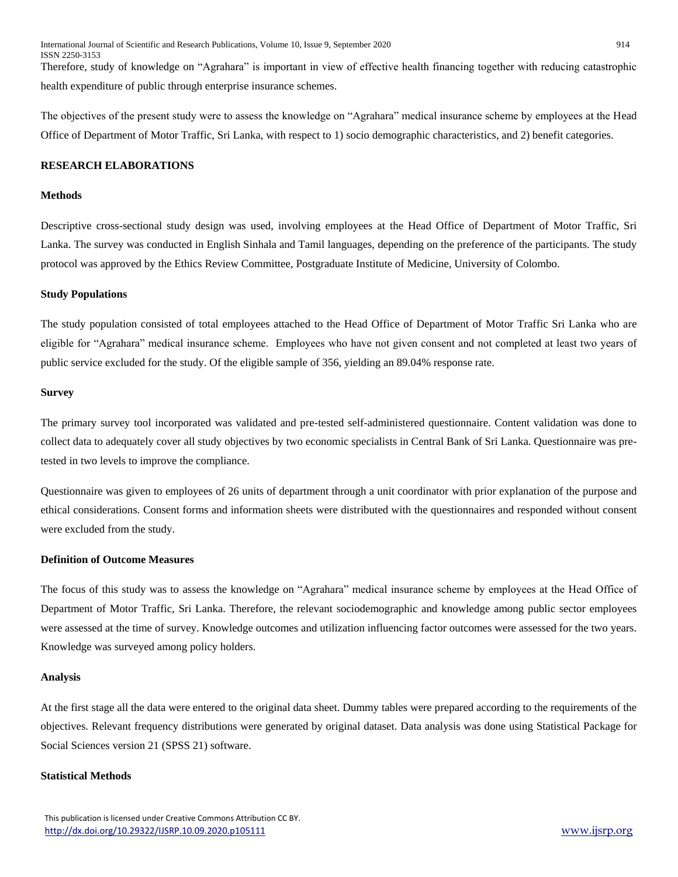Therefore, study of knowledge on "Agrahara" is important in view of effective health financing together with reducing catastrophic health expenditure of public through enterprise insurance schemes.

The objectives of the present study were to assess the knowledge on "Agrahara" medical insurance scheme by employees at the Head Office of Department of Motor Traffic, Sri Lanka, with respect to 1) socio demographic characteristics, and 2) benefit categories.

## RESEARCH ELABORATIONS

### Methods

Descriptive cross-sectional study design was used, involving employees at the Head Office of Department of Motor Traffic, Sri Lanka. The survey was conducted in English Sinhala and Tamil languages, depending on the preference of the participants. The study protocol was approved by the Ethics Review Committee, Postgraduate Institute of Medicine, University of Colombo.

### Study Populations

The study population consisted of total employees attached to the Head Office of Department of Motor Traffic Sri Lanka who are eligible for "Agrahara" medical insurance scheme. Employees who have not given consent and not completed at least two years of public service excluded for the study. Of the eligible sample of 356, yielding an 89.04% response rate.

### Survey

The primary survey tool incorporated was validated and pre-tested self-administered questionnaire. Content validation was done to collect data to adequately cover all study objectives by two economic specialists in Central Bank of Sri Lanka. Questionnaire was pre-tested in two levels to improve the compliance.

Questionnaire was given to employees of 26 units of department through a unit coordinator with prior explanation of the purpose and ethical considerations. Consent forms and information sheets were distributed with the questionnaires and responded without consent were excluded from the study.

### Definition of Outcome Measures

The focus of this study was to assess the knowledge on "Agrahara" medical insurance scheme by employees at the Head Office of Department of Motor Traffic, Sri Lanka. Therefore, the relevant sociodemographic and knowledge among public sector employees were assessed at the time of survey. Knowledge outcomes and utilization influencing factor outcomes were assessed for the two years. Knowledge was surveyed among policy holders.

### Analysis

At the first stage all the data were entered to the original data sheet. Dummy tables were prepared according to the requirements of the objectives. Relevant frequency distributions were generated by original dataset. Data analysis was done using Statistical Package for Social Sciences version 21 (SPSS 21) software.

### Statistical Methods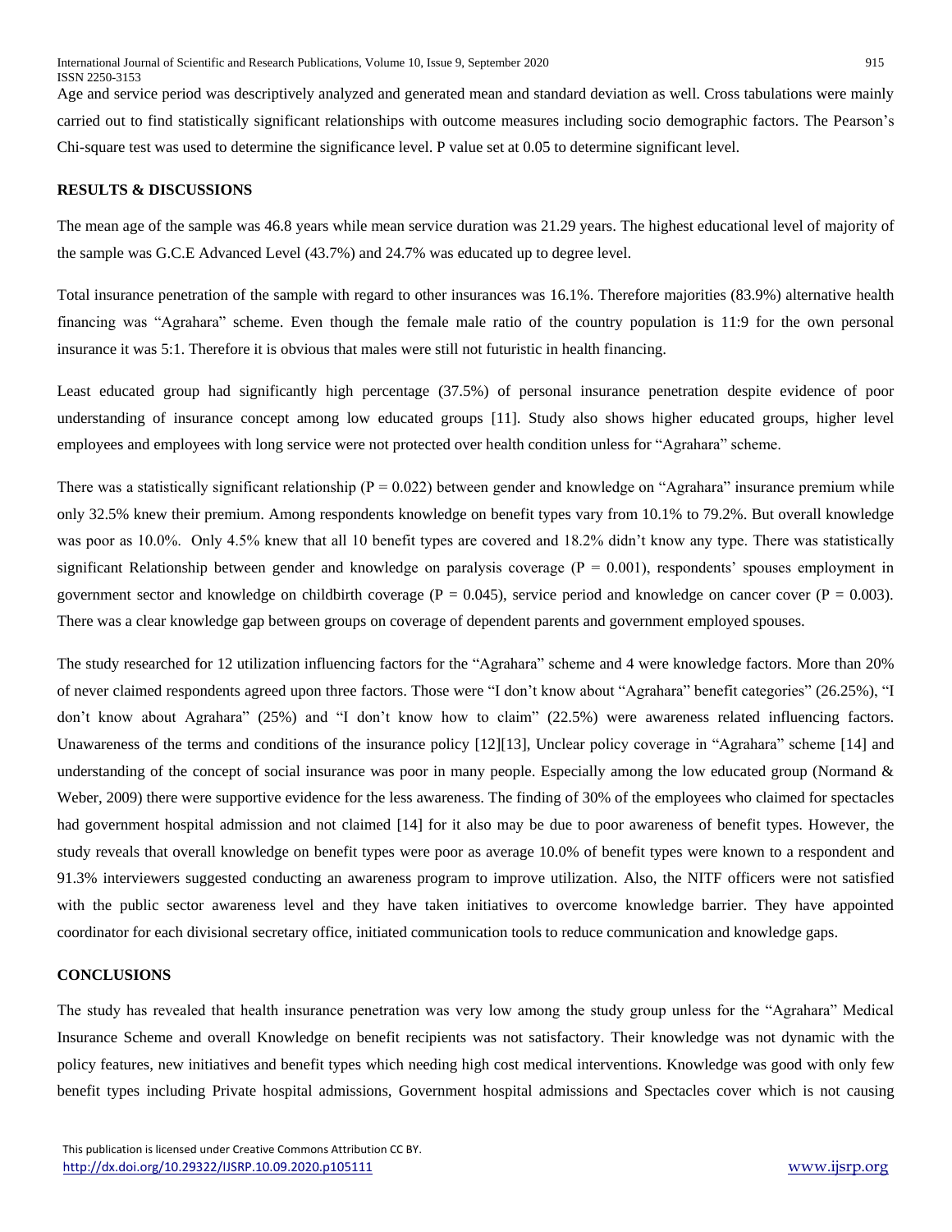Age and service period was descriptively analyzed and generated mean and standard deviation as well. Cross tabulations were mainly carried out to find statistically significant relationships with outcome measures including socio demographic factors. The Pearson's Chi-square test was used to determine the significance level. P value set at 0.05 to determine significant level.

## RESULTS & DISCUSSIONS

The mean age of the sample was 46.8 years while mean service duration was 21.29 years. The highest educational level of majority of the sample was G.C.E Advanced Level (43.7%) and 24.7% was educated up to degree level.

Total insurance penetration of the sample with regard to other insurances was 16.1%. Therefore majorities (83.9%) alternative health financing was "Agrahara" scheme. Even though the female male ratio of the country population is 11:9 for the own personal insurance it was 5:1. Therefore it is obvious that males were still not futuristic in health financing.

Least educated group had significantly high percentage (37.5%) of personal insurance penetration despite evidence of poor understanding of insurance concept among low educated groups [11]. Study also shows higher educated groups, higher level employees and employees with long service were not protected over health condition unless for "Agrahara" scheme.

There was a statistically significant relationship ($P = 0.022$) between gender and knowledge on "Agrahara" insurance premium while only 32.5% knew their premium. Among respondents knowledge on benefit types vary from 10.1% to 79.2%. But overall knowledge was poor as 10.0%. Only 4.5% knew that all 10 benefit types are covered and 18.2% didn't know any type. There was statistically significant Relationship between gender and knowledge on paralysis coverage ($P = 0.001$), respondents' spouses employment in government sector and knowledge on childbirth coverage ($P = 0.045$), service period and knowledge on cancer cover ($P = 0.003$). There was a clear knowledge gap between groups on coverage of dependent parents and government employed spouses.

The study researched for 12 utilization influencing factors for the "Agrahara" scheme and 4 were knowledge factors. More than 20% of never claimed respondents agreed upon three factors. Those were "I don't know about "Agrahara" benefit categories" (26.25%), "I don't know about Agrahara" (25%) and "I don't know how to claim" (22.5%) were awareness related influencing factors. Unawareness of the terms and conditions of the insurance policy [12][13], Unclear policy coverage in "Agrahara" scheme [14] and understanding of the concept of social insurance was poor in many people. Especially among the low educated group (Normand & Weber, 2009) there were supportive evidence for the less awareness. The finding of 30% of the employees who claimed for spectacles had government hospital admission and not claimed [14] for it also may be due to poor awareness of benefit types. However, the study reveals that overall knowledge on benefit types were poor as average 10.0% of benefit types were known to a respondent and 91.3% interviewers suggested conducting an awareness program to improve utilization. Also, the NITF officers were not satisfied with the public sector awareness level and they have taken initiatives to overcome knowledge barrier. They have appointed coordinator for each divisional secretary office, initiated communication tools to reduce communication and knowledge gaps.

## CONCLUSIONS

The study has revealed that health insurance penetration was very low among the study group unless for the "Agrahara" Medical Insurance Scheme and overall Knowledge on benefit recipients was not satisfactory. Their knowledge was not dynamic with the policy features, new initiatives and benefit types which needing high cost medical interventions. Knowledge was good with only few benefit types including Private hospital admissions, Government hospital admissions and Spectacles cover which is not causing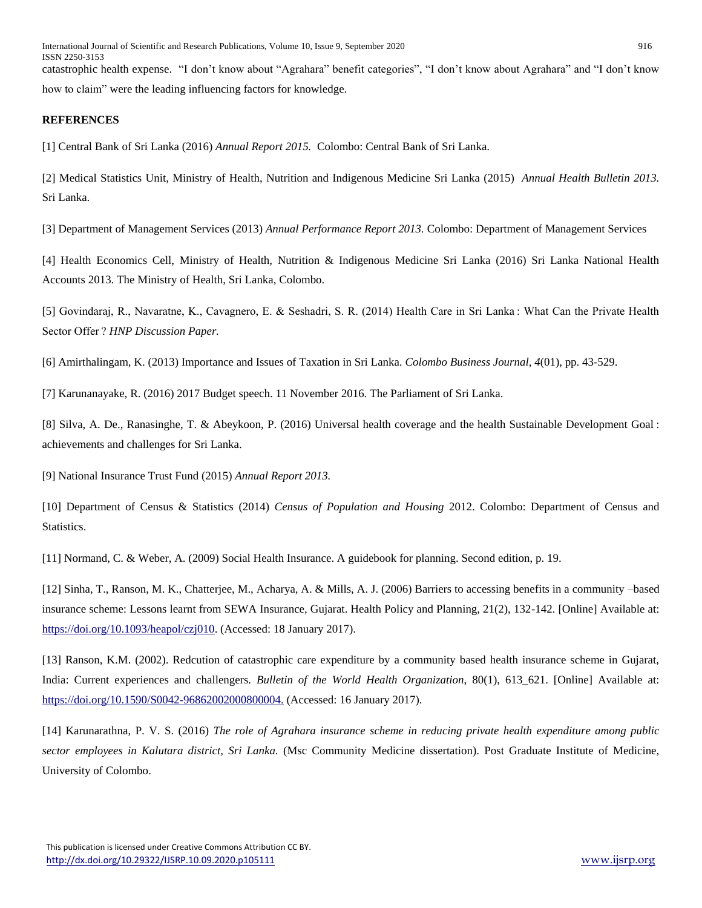catastrophic health expense. "I don't know about "Agrahara" benefit categories", "I don't know about Agrahara" and "I don't know how to claim" were the leading influencing factors for knowledge.

**REFERENCES**

[1] Central Bank of Sri Lanka (2016) *Annual Report 2015.* Colombo: Central Bank of Sri Lanka.

[2] Medical Statistics Unit, Ministry of Health, Nutrition and Indigenous Medicine Sri Lanka (2015) *Annual Health Bulletin 2013.* Sri Lanka.

[3] Department of Management Services (2013) *Annual Performance Report 2013.* Colombo: Department of Management Services

[4] Health Economics Cell, Ministry of Health, Nutrition & Indigenous Medicine Sri Lanka (2016) Sri Lanka National Health Accounts 2013. The Ministry of Health, Sri Lanka, Colombo.

[5] Govindaraj, R., Navaratne, K., Cavagnero, E. & Seshadri, S. R. (2014) Health Care in Sri Lanka : What Can the Private Health Sector Offer ? *HNP Discussion Paper.*

[6] Amirthalingam, K. (2013) Importance and Issues of Taxation in Sri Lanka. *Colombo Business Journal, 4*(01), pp. 43-529.

[7] Karunanayake, R. (2016) 2017 Budget speech. 11 November 2016. The Parliament of Sri Lanka.

[8] Silva, A. De., Ranasinghe, T. & Abeykoon, P. (2016) Universal health coverage and the health Sustainable Development Goal : achievements and challenges for Sri Lanka.

[9] National Insurance Trust Fund (2015) *Annual Report 2013.*

[10] Department of Census & Statistics (2014) *Census of Population and Housing* 2012. Colombo: Department of Census and Statistics.

[11] Normand, C. & Weber, A. (2009) Social Health Insurance. A guidebook for planning. Second edition, p. 19.

[12] Sinha, T., Ranson, M. K., Chatterjee, M., Acharya, A. & Mills, A. J. (2006) Barriers to accessing benefits in a community –based insurance scheme: Lessons learnt from SEWA Insurance, Gujarat. Health Policy and Planning, 21(2), 132-142. [Online] Available at: https://doi.org/10.1093/heapol/czj010. (Accessed: 18 January 2017).

[13] Ranson, K.M. (2002). Redcution of catastrophic care expenditure by a community based health insurance scheme in Gujarat, India: Current experiences and challengers. *Bulletin of the World Health Organization*, 80(1), 613_621. [Online] Available at: https://doi.org/10.1590/S0042-96862002000800004. (Accessed: 16 January 2017).

[14] Karunarathna, P. V. S. (2016) *The role of Agrahara insurance scheme in reducing private health expenditure among public sector employees in Kalutara district, Sri Lanka.* (Msc Community Medicine dissertation). Post Graduate Institute of Medicine, University of Colombo.